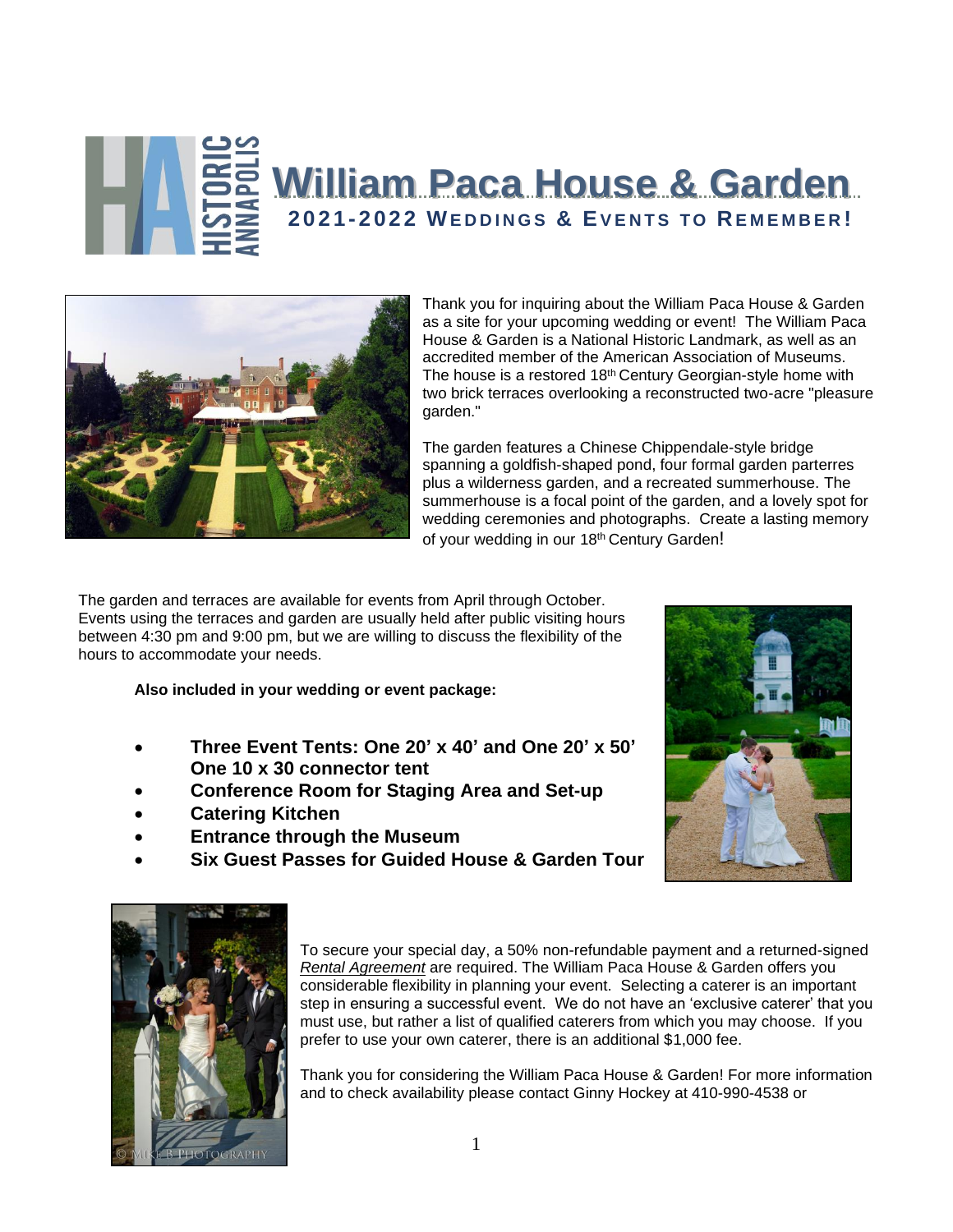# William Paca House & Garden

## 2021-2022 Weddings & Events to Remember!

Thank you for inquiring about the William Paca House & Garden as a site for your upcoming wedding or event! The William Paca House & Garden is a National Historic Landmark, as well as an accredited member of the American Association of Museums. The house is a restored 18th Century Georgian-style home with two brick terraces overlooking a reconstructed two-acre "pleasure garden."

The garden features a Chinese Chippendale-style bridge spanning a goldfish-shaped pond, four formal garden parterres plus a wilderness garden, and a recreated summerhouse. The summerhouse is a focal point of the garden, and a lovely spot for wedding ceremonies and photographs. Create a lasting memory of your wedding in our 18th Century Garden!

The garden and terraces are available for events from April through October. Events using the terraces and garden are usually held after public visiting hours between 4:30 pm and 9:00 pm, but we are willing to discuss the flexibility of the hours to accommodate your needs.

**Also included in your wedding or event package:**

- **Three Event Tents: One 20' x 40' and One 20' x 50' One 10 x 30 connector tent**
- **Conference Room for Staging Area and Set-up**
- **Catering Kitchen**
- **Entrance through the Museum**
- **Six Guest Passes for Guided House & Garden Tour**

To secure your special day, a 50% non-refundable payment and a returned-signed *Rental Agreement* are required. The William Paca House & Garden offers you considerable flexibility in planning your event. Selecting a caterer is an important step in ensuring a successful event. We do not have an 'exclusive caterer' that you must use, but rather a list of qualified caterers from which you may choose. If you prefer to use your own caterer, there is an additional $1,000 fee.

Thank you for considering the William Paca House & Garden! For more information and to check availability please contact Ginny Hockey at 410-990-4538 or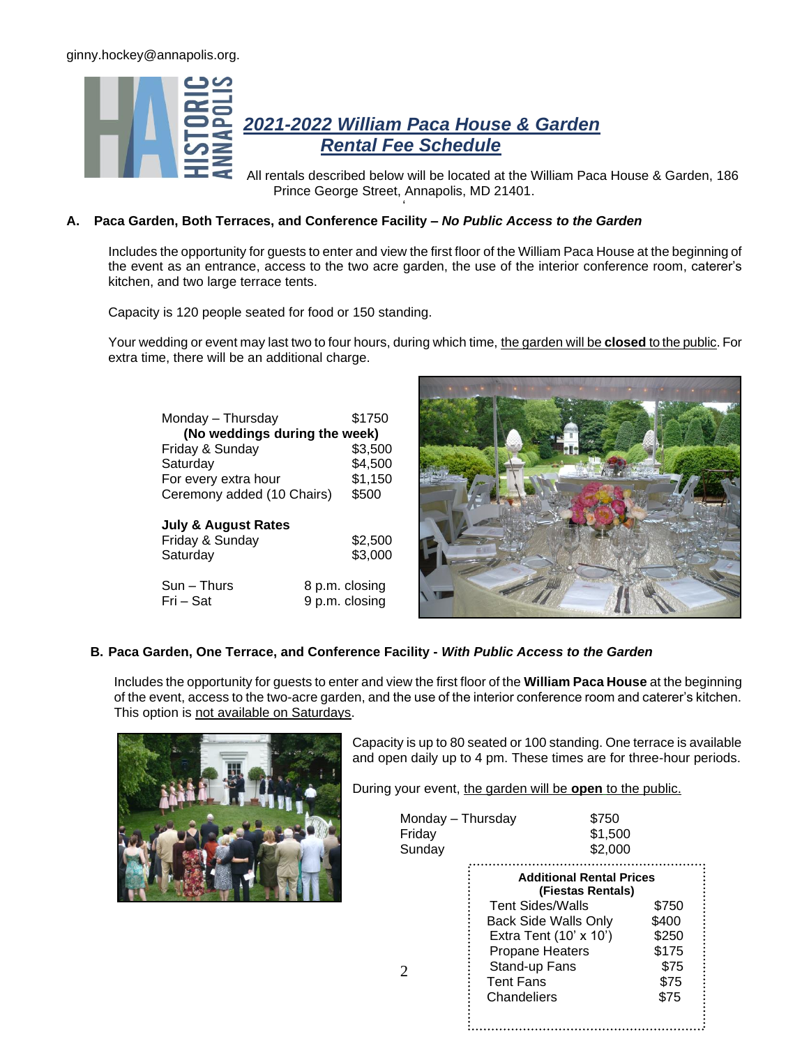ginny.hockey@annapolis.org.

## *2021-2022 William Paca House & Garden Rental Fee Schedule*

All rentals described below will be located at the William Paca House & Garden, 186 Prince George Street, Annapolis, MD 21401.

### A. Paca Garden, Both Terraces, and Conference Facility – *No Public Access to the Garden*

Includes the opportunity for guests to enter and view the first floor of the William Paca House at the beginning of the event as an entrance, access to the two acre garden, the use of the interior conference room, caterer's kitchen, and two large terrace tents.

Capacity is 120 people seated for food or 150 standing.

Your wedding or event may last two to four hours, during which time, the garden will be **closed** to the public. For extra time, there will be an additional charge.

| | |
|---|---|
| Monday – Thursday | $1750 |
| **(No weddings during the week)** | |
| Friday & Sunday | $3,500 |
| Saturday | $4,500 |
| For every extra hour | $1,150 |
| Ceremony added (10 Chairs) | $500 |
| **July & August Rates** | |
| Friday & Sunday | $2,500 |
| Saturday | $3,000 |
| Sun – Thurs | 8 p.m. closing |
| Fri – Sat | 9 p.m. closing |

### B. Paca Garden, One Terrace, and Conference Facility - *With Public Access to the Garden*

Includes the opportunity for guests to enter and view the first floor of the **William Paca House** at the beginning of the event, access to the two-acre garden, and the use of the interior conference room and caterer's kitchen. This option is not available on Saturdays.

Capacity is up to 80 seated or 100 standing. One terrace is available and open daily up to 4 pm. These times are for three-hour periods.

During your event, the garden will be **open** to the public.

| | |
|---|---|
| Monday – Thursday | $750 |
| Friday | $1,500 |
| Sunday | $2,000 |

| **Additional Rental Prices (Fiestas Rentals)** | |
|---|---|
| Tent Sides/Walls | $750 |
| Back Side Walls Only | $400 |
| Extra Tent (10' x 10') | $250 |
| Propane Heaters | $175 |
| Stand-up Fans | $75 |
| Tent Fans | $75 |
| Chandeliers | $75 |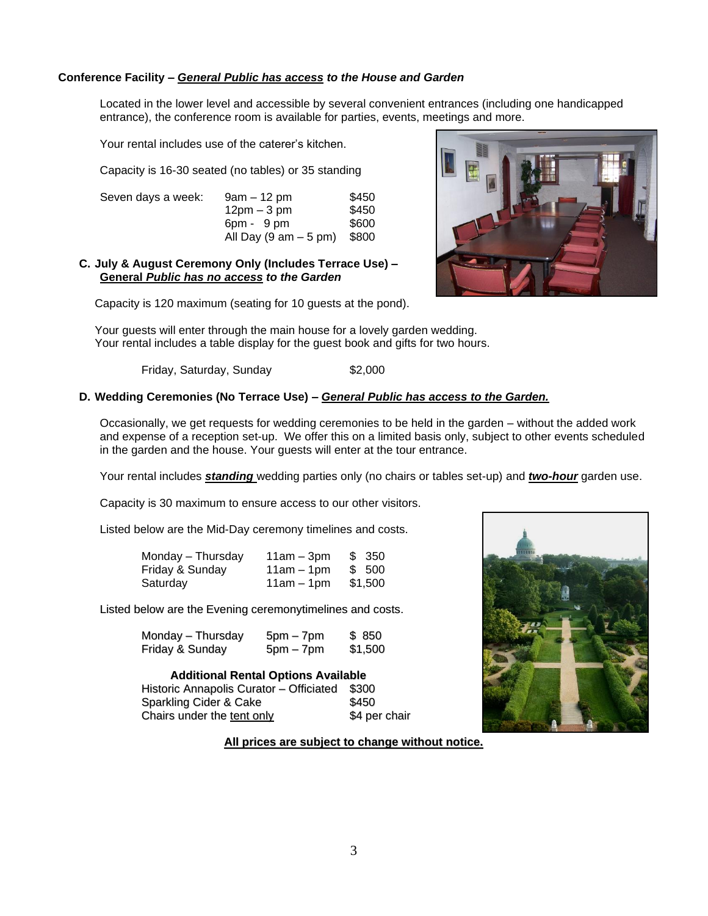**Conference Facility – *General Public has access to the House and Garden***

Located in the lower level and accessible by several convenient entrances (including one handicapped entrance), the conference room is available for parties, events, meetings and more.

Your rental includes use of the caterer's kitchen.

Capacity is 16-30 seated (no tables) or 35 standing

| Seven days a week: | 9am – 12 pm | $450 |
|---|---|---|
| | 12pm – 3 pm | $450 |
| | 6pm - 9 pm | $600 |
| | All Day (9 am – 5 pm) | $800 |

**C. July & August Ceremony Only (Includes Terrace Use) – General *Public has no access to the Garden***

Capacity is 120 maximum (seating for 10 guests at the pond).

Your guests will enter through the main house for a lovely garden wedding.
Your rental includes a table display for the guest book and gifts for two hours.

| Friday, Saturday, Sunday | $2,000 |
|---|---|

**D. Wedding Ceremonies (No Terrace Use) – *General Public has access to the Garden.***

Occasionally, we get requests for wedding ceremonies to be held in the garden – without the added work and expense of a reception set-up. We offer this on a limited basis only, subject to other events scheduled in the garden and the house. Your guests will enter at the tour entrance.

Your rental includes ***standing*** wedding parties only (no chairs or tables set-up) and ***two-hour*** garden use.

Capacity is 30 maximum to ensure access to our other visitors.

Listed below are the Mid-Day ceremony timelines and costs.

| Monday – Thursday | 11am – 3pm | $ 350 |
|---|---|---|
| Friday & Sunday | 11am – 1pm | $ 500 |
| Saturday | 11am – 1pm | $1,500 |

Listed below are the Evening ceremonytimelines and costs.

| Monday – Thursday | 5pm – 7pm | $ 850 |
|---|---|---|
| Friday & Sunday | 5pm – 7pm | $1,500 |

**Additional Rental Options Available**

| Historic Annapolis Curator – Officiated | $300 |
|---|---|
| Sparkling Cider & Cake | $450 |
| Chairs under the tent only | $4 per chair |

**All prices are subject to change without notice.**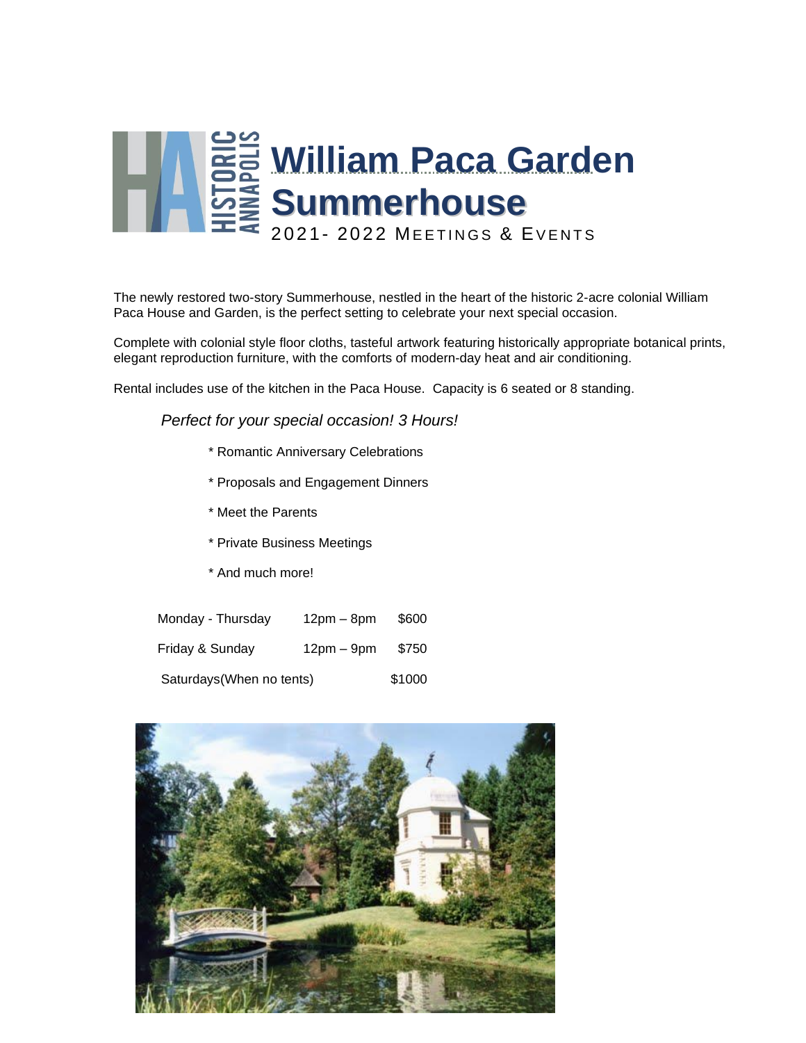# William Paca Garden Summerhouse

2021- 2022 MEETINGS & EVENTS

The newly restored two-story Summerhouse, nestled in the heart of the historic 2-acre colonial William Paca House and Garden, is the perfect setting to celebrate your next special occasion.

Complete with colonial style floor cloths, tasteful artwork featuring historically appropriate botanical prints, elegant reproduction furniture, with the comforts of modern-day heat and air conditioning.

Rental includes use of the kitchen in the Paca House. Capacity is 6 seated or 8 standing.

*Perfect for your special occasion! 3 Hours!*

- Romantic Anniversary Celebrations
- Proposals and Engagement Dinners
- Meet the Parents
- Private Business Meetings
- And much more!

| | | |
|---|---|---|
| Monday - Thursday | 12pm – 8pm | $600 |
| Friday & Sunday | 12pm – 9pm | $750 |
| Saturdays(When no tents) | | $1000 |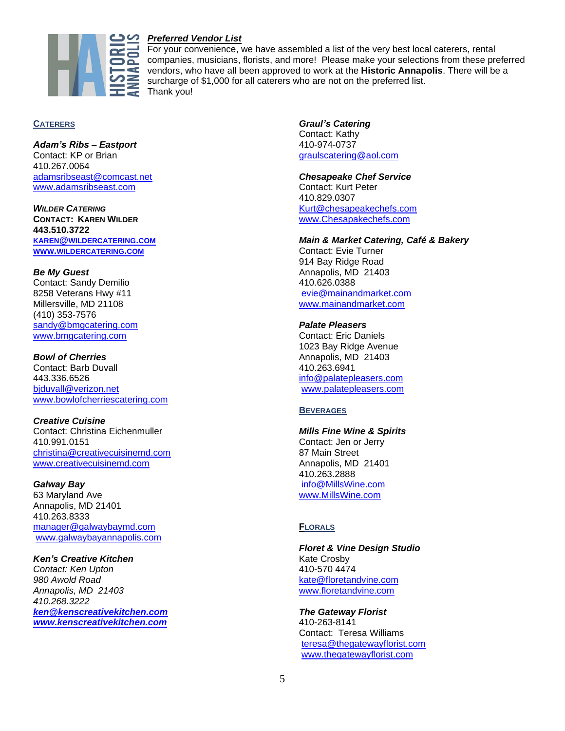## *Preferred Vendor List*

For your convenience, we have assembled a list of the very best local caterers, rental companies, musicians, florists, and more! Please make your selections from these preferred vendors, who have all been approved to work at the **Historic Annapolis**. There will be a surcharge of $1,000 for all caterers who are not on the preferred list.
Thank you!

### CATERERS

***Adam's Ribs – Eastport***
Contact: KP or Brian
410.267.0064
adamsribseast@comcast.net
www.adamsribseast.com

***WILDER CATERING***
**CONTACT: KAREN WILDER**
**443.510.3722**
**KAREN@WILDERCATERING.COM**
**WWW.WILDERCATERING.COM**

***Be My Guest***
Contact: Sandy Demilio
8258 Veterans Hwy #11
Millersville, MD 21108
(410) 353-7576
sandy@bmgcatering.com
www.bmgcatering.com

***Bowl of Cherries***
Contact: Barb Duvall
443.336.6526
bjduvall@verizon.net
www.bowlofcherriescatering.com

***Creative Cuisine***
Contact: Christina Eichenmuller
410.991.0151
christina@creativecuisinemd.com
www.creativecuisinemd.com

***Galway Bay***
63 Maryland Ave
Annapolis, MD 21401
410.263.8333
manager@galwaybaymd.com
www.galwaybayannapolis.com

***Ken's Creative Kitchen***
*Contact: Ken Upton*
*980 Awold Road*
*Annapolis, MD 21403*
*410.268.3222*
***ken@kenscreativekitchen.com***
***www.kenscreativekitchen.com***

***Graul's Catering***
Contact: Kathy
410-974-0737
graulscatering@aol.com

***Chesapeake Chef Service***
Contact: Kurt Peter
410.829.0307
Kurt@chesapeakechefs.com
www.Chesapakechefs.com

***Main & Market Catering, Café & Bakery***
Contact: Evie Turner
914 Bay Ridge Road
Annapolis, MD 21403
410.626.0388
evie@mainandmarket.com
www.mainandmarket.com

***Palate Pleasers***
Contact: Eric Daniels
1023 Bay Ridge Avenue
Annapolis, MD 21403
410.263.6941
info@palatepleasers.com
www.palatepleasers.com

### BEVERAGES

***Mills Fine Wine & Spirits***
Contact: Jen or Jerry
87 Main Street
Annapolis, MD 21401
410.263.2888
info@MillsWine.com
www.MillsWine.com

### FLORALS

***Floret & Vine Design Studio***
Kate Crosby
410-570 4474
kate@floretandvine.com
www.floretandvine.com

***The Gateway Florist***
410-263-8141
Contact: Teresa Williams
teresa@thegatewayflorist.com
www.thegatewayflorist.com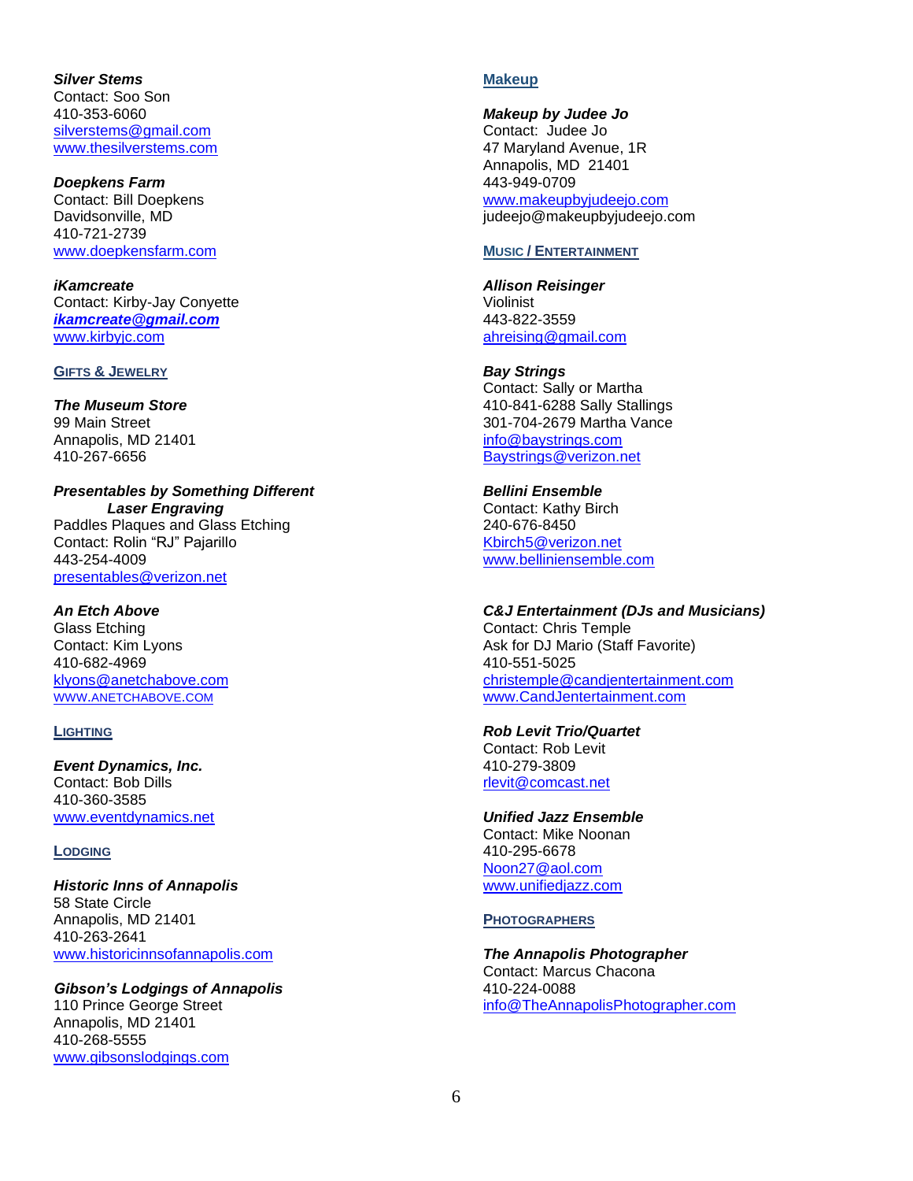***Silver Stems***
Contact: Soo Son
410-353-6060
silverstems@gmail.com
www.thesilverstems.com

***Doepkens Farm***
Contact: Bill Doepkens
Davidsonville, MD
410-721-2739
www.doepkensfarm.com

***iKamcreate***
Contact: Kirby-Jay Conyette
***ikamcreate@gmail.com***
www.kirbyjc.com

## GIFTS & JEWELRY

***The Museum Store***
99 Main Street
Annapolis, MD 21401
410-267-6656

***Presentables by Something Different***
***Laser Engraving***
Paddles Plaques and Glass Etching
Contact: Rolin "RJ" Pajarillo
443-254-4009
presentables@verizon.net

***An Etch Above***
Glass Etching
Contact: Kim Lyons
410-682-4969
klyons@anetchabove.com
WWW.ANETCHABOVE.COM

## LIGHTING

***Event Dynamics, Inc.***
Contact: Bob Dills
410-360-3585
www.eventdynamics.net

## LODGING

***Historic Inns of Annapolis***
58 State Circle
Annapolis, MD 21401
410-263-2641
www.historicinnsofannapolis.com

***Gibson's Lodgings of Annapolis***
110 Prince George Street
Annapolis, MD 21401
410-268-5555
www.gibsonslodgings.com

## Makeup

***Makeup by Judee Jo***
Contact: Judee Jo
47 Maryland Avenue, 1R
Annapolis, MD 21401
443-949-0709
www.makeupbyjudeejo.com
judeejo@makeupbyjudeejo.com

## MUSIC / ENTERTAINMENT

***Allison Reisinger***
Violinist
443-822-3559
ahreising@gmail.com

***Bay Strings***
Contact: Sally or Martha
410-841-6288 Sally Stallings
301-704-2679 Martha Vance
info@baystrings.com
Baystrings@verizon.net

***Bellini Ensemble***
Contact: Kathy Birch
240-676-8450
Kbirch5@verizon.net
www.belliniensemble.com

***C&J Entertainment (DJs and Musicians)***
Contact: Chris Temple
Ask for DJ Mario (Staff Favorite)
410-551-5025
christemple@candjentertainment.com
www.CandJentertainment.com

***Rob Levit Trio/Quartet***
Contact: Rob Levit
410-279-3809
rlevit@comcast.net

***Unified Jazz Ensemble***
Contact: Mike Noonan
410-295-6678
Noon27@aol.com
www.unifiedjazz.com

## PHOTOGRAPHERS

***The Annapolis Photographer***
Contact: Marcus Chacona
410-224-0088
info@TheAnnapolisPhotographer.com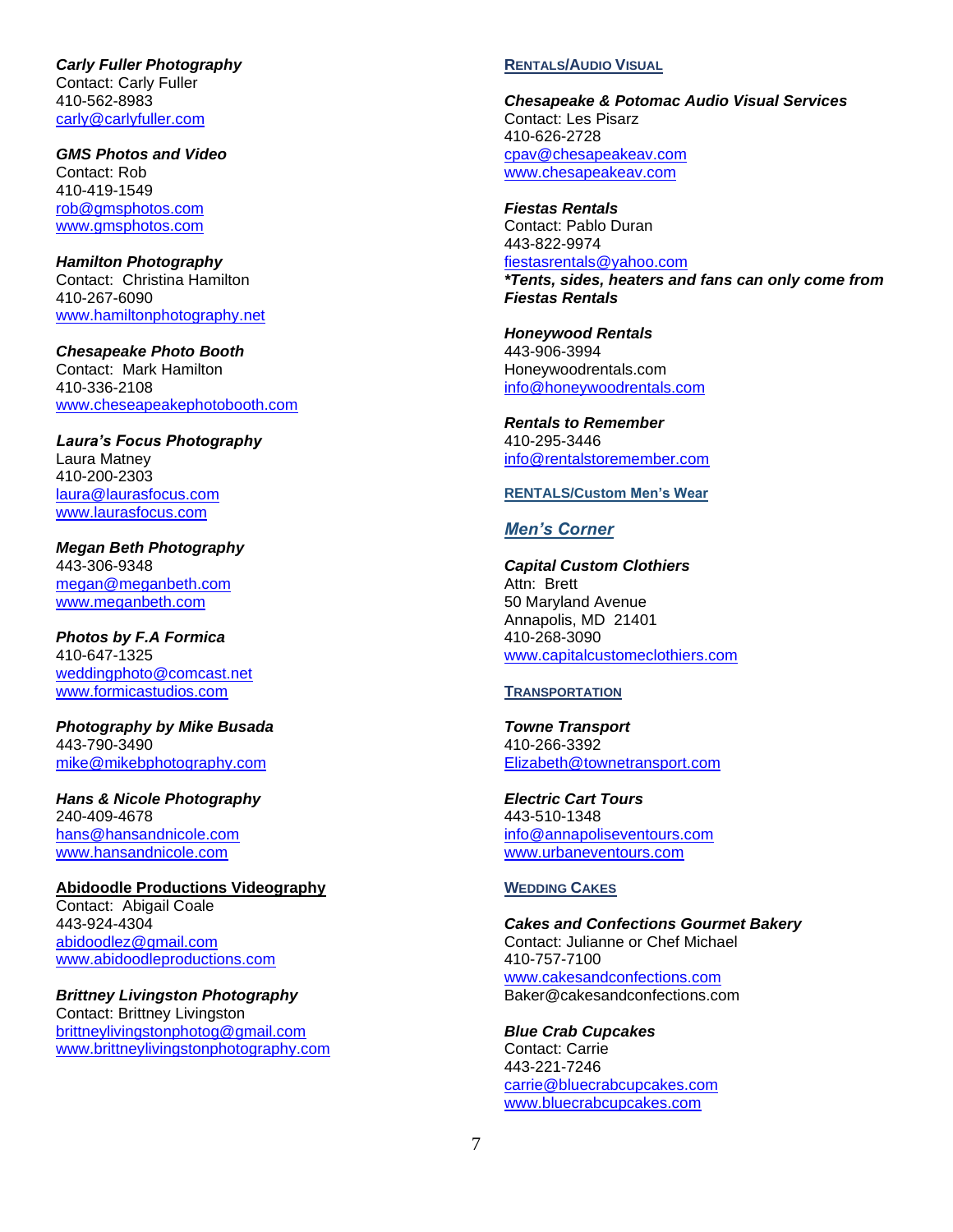***Carly Fuller Photography***
Contact: Carly Fuller
410-562-8983
carly@carlyfuller.com

***GMS Photos and Video***
Contact: Rob
410-419-1549
rob@gmsphotos.com
www.gmsphotos.com

***Hamilton Photography***
Contact: Christina Hamilton
410-267-6090
www.hamiltonphotography.net

***Chesapeake Photo Booth***
Contact: Mark Hamilton
410-336-2108
www.cheseapeakephotobooth.com

***Laura's Focus Photography***
Laura Matney
410-200-2303
laura@laurasfocus.com
www.laurasfocus.com

***Megan Beth Photography***
443-306-9348
megan@meganbeth.com
www.meganbeth.com

***Photos by F.A Formica***
410-647-1325
weddingphoto@comcast.net
www.formicastudios.com

***Photography by Mike Busada***
443-790-3490
mike@mikebphotography.com

***Hans & Nicole Photography***
240-409-4678
hans@hansandnicole.com
www.hansandnicole.com

**Abidoodle Productions Videography**
Contact: Abigail Coale
443-924-4304
abidoodlez@gmail.com
www.abidoodleproductions.com

***Brittney Livingston Photography***
Contact: Brittney Livingston
brittneylivingstonphotog@gmail.com
www.brittneylivingstonphotography.com

## RENTALS/AUDIO VISUAL

***Chesapeake & Potomac Audio Visual Services***
Contact: Les Pisarz
410-626-2728
cpav@chesapeakeav.com
www.chesapeakeav.com

***Fiestas Rentals***
Contact: Pablo Duran
443-822-9974
fiestasrentals@yahoo.com
***\*Tents, sides, heaters and fans can only come from Fiestas Rentals***

***Honeywood Rentals***
443-906-3994
Honeywoodrentals.com
info@honeywoodrentals.com

***Rentals to Remember***
410-295-3446
info@rentalstoremember.com

## RENTALS/Custom Men's Wear

***Men's Corner***

***Capital Custom Clothiers***
Attn: Brett
50 Maryland Avenue
Annapolis, MD 21401
410-268-3090
www.capitalcustomeclothiers.com

## TRANSPORTATION

***Towne Transport***
410-266-3392
Elizabeth@townetransport.com

***Electric Cart Tours***
443-510-1348
info@annapoliseventours.com
www.urbaneventours.com

## WEDDING CAKES

***Cakes and Confections Gourmet Bakery***
Contact: Julianne or Chef Michael
410-757-7100
www.cakesandconfections.com
Baker@cakesandconfections.com

***Blue Crab Cupcakes***
Contact: Carrie
443-221-7246
carrie@bluecrabcupcakes.com
www.bluecrabcupcakes.com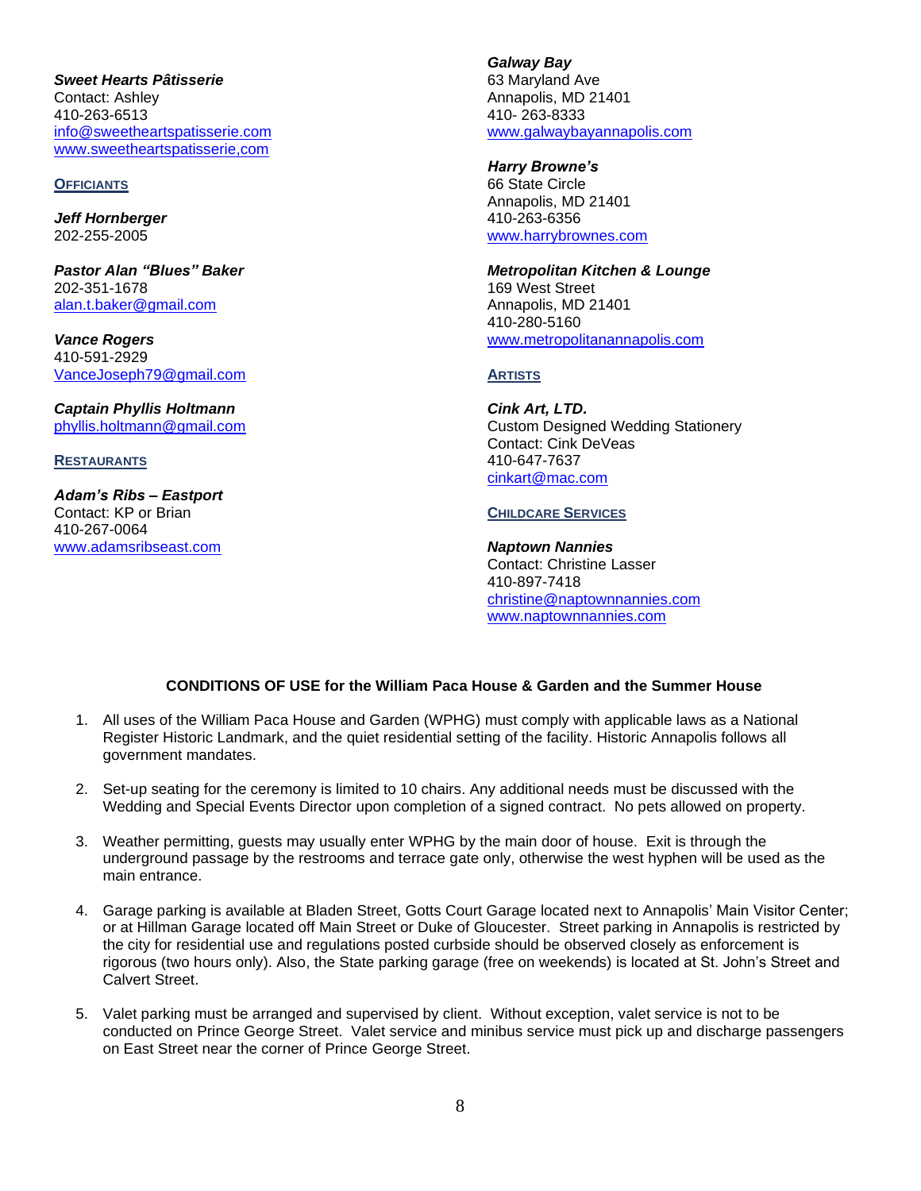***Sweet Hearts Pâtisserie***
Contact: Ashley
410-263-6513
info@sweetheartspatisserie.com
www.sweetheartspatisserie,com

**OFFICIANTS**

***Jeff Hornberger***
202-255-2005

***Pastor Alan "Blues" Baker***
202-351-1678
alan.t.baker@gmail.com

***Vance Rogers***
410-591-2929
VanceJoseph79@gmail.com

***Captain Phyllis Holtmann***
phyllis.holtmann@gmail.com

**RESTAURANTS**

***Adam's Ribs – Eastport***
Contact: KP or Brian
410-267-0064
www.adamsribseast.com

***Galway Bay***
63 Maryland Ave
Annapolis, MD 21401
410- 263-8333
www.galwaybayannapolis.com

***Harry Browne's***
66 State Circle
Annapolis, MD 21401
410-263-6356
www.harrybrownes.com

***Metropolitan Kitchen & Lounge***
169 West Street
Annapolis, MD 21401
410-280-5160
www.metropolitanannapolis.com

**ARTISTS**

***Cink Art, LTD.***
Custom Designed Wedding Stationery
Contact: Cink DeVeas
410-647-7637
cinkart@mac.com

**CHILDCARE SERVICES**

***Naptown Nannies***
Contact: Christine Lasser
410-897-7418
christine@naptownnannies.com
www.naptownnannies.com

## CONDITIONS OF USE for the William Paca House & Garden and the Summer House

1. All uses of the William Paca House and Garden (WPHG) must comply with applicable laws as a National Register Historic Landmark, and the quiet residential setting of the facility. Historic Annapolis follows all government mandates.

2. Set-up seating for the ceremony is limited to 10 chairs. Any additional needs must be discussed with the Wedding and Special Events Director upon completion of a signed contract. No pets allowed on property.

3. Weather permitting, guests may usually enter WPHG by the main door of house. Exit is through the underground passage by the restrooms and terrace gate only, otherwise the west hyphen will be used as the main entrance.

4. Garage parking is available at Bladen Street, Gotts Court Garage located next to Annapolis' Main Visitor Center; or at Hillman Garage located off Main Street or Duke of Gloucester. Street parking in Annapolis is restricted by the city for residential use and regulations posted curbside should be observed closely as enforcement is rigorous (two hours only). Also, the State parking garage (free on weekends) is located at St. John's Street and Calvert Street.

5. Valet parking must be arranged and supervised by client. Without exception, valet service is not to be conducted on Prince George Street. Valet service and minibus service must pick up and discharge passengers on East Street near the corner of Prince George Street.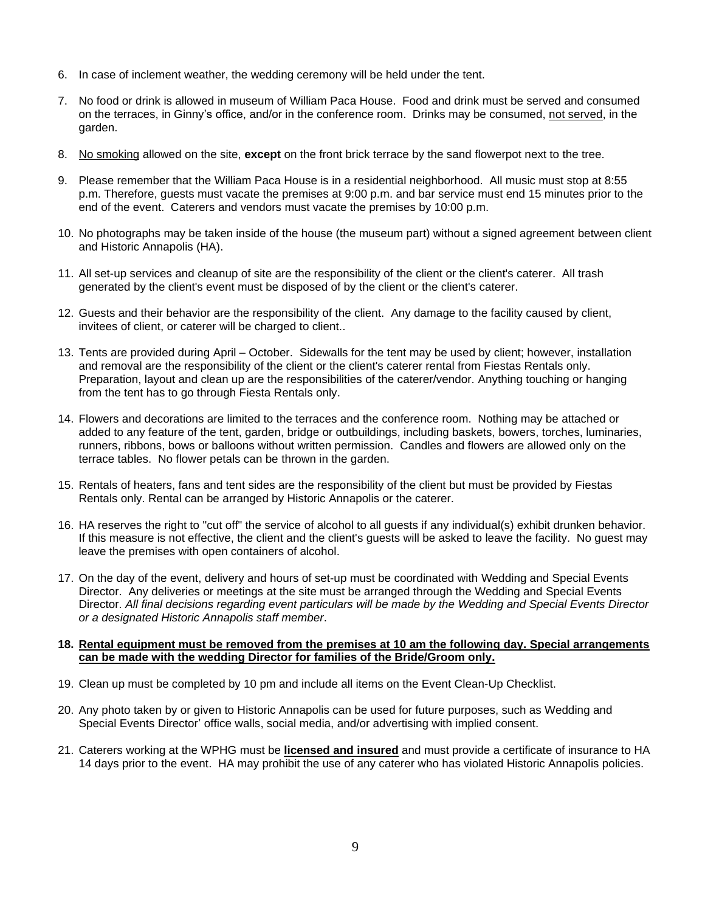6. In case of inclement weather, the wedding ceremony will be held under the tent.

7. No food or drink is allowed in museum of William Paca House. Food and drink must be served and consumed on the terraces, in Ginny's office, and/or in the conference room. Drinks may be consumed, <u>not served</u>, in the garden.

8. <u>No smoking</u> allowed on the site, **except** on the front brick terrace by the sand flowerpot next to the tree.

9. Please remember that the William Paca House is in a residential neighborhood. All music must stop at 8:55 p.m. Therefore, guests must vacate the premises at 9:00 p.m. and bar service must end 15 minutes prior to the end of the event. Caterers and vendors must vacate the premises by 10:00 p.m.

10. No photographs may be taken inside of the house (the museum part) without a signed agreement between client and Historic Annapolis (HA).

11. All set-up services and cleanup of site are the responsibility of the client or the client's caterer. All trash generated by the client's event must be disposed of by the client or the client's caterer.

12. Guests and their behavior are the responsibility of the client. Any damage to the facility caused by client, invitees of client, or caterer will be charged to client..

13. Tents are provided during April – October. Sidewalls for the tent may be used by client; however, installation and removal are the responsibility of the client or the client's caterer rental from Fiestas Rentals only. Preparation, layout and clean up are the responsibilities of the caterer/vendor. Anything touching or hanging from the tent has to go through Fiesta Rentals only.

14. Flowers and decorations are limited to the terraces and the conference room. Nothing may be attached or added to any feature of the tent, garden, bridge or outbuildings, including baskets, bowers, torches, luminaries, runners, ribbons, bows or balloons without written permission. Candles and flowers are allowed only on the terrace tables. No flower petals can be thrown in the garden.

15. Rentals of heaters, fans and tent sides are the responsibility of the client but must be provided by Fiestas Rentals only. Rental can be arranged by Historic Annapolis or the caterer.

16. HA reserves the right to "cut off" the service of alcohol to all guests if any individual(s) exhibit drunken behavior. If this measure is not effective, the client and the client's guests will be asked to leave the facility. No guest may leave the premises with open containers of alcohol.

17. On the day of the event, delivery and hours of set-up must be coordinated with Wedding and Special Events Director. Any deliveries or meetings at the site must be arranged through the Wedding and Special Events Director. *All final decisions regarding event particulars will be made by the Wedding and Special Events Director or a designated Historic Annapolis staff member*.

18. **<u>Rental equipment must be removed from the premises at 10 am the following day. Special arrangements can be made with the wedding Director for families of the Bride/Groom only.</u>**

19. Clean up must be completed by 10 pm and include all items on the Event Clean-Up Checklist.

20. Any photo taken by or given to Historic Annapolis can be used for future purposes, such as Wedding and Special Events Director' office walls, social media, and/or advertising with implied consent.

21. Caterers working at the WPHG must be **<u>licensed and insured</u>** and must provide a certificate of insurance to HA 14 days prior to the event. HA may prohibit the use of any caterer who has violated Historic Annapolis policies.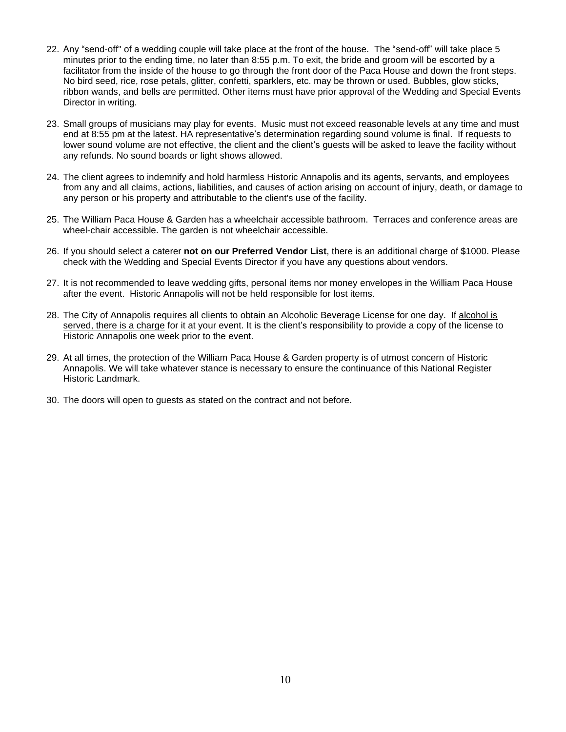22. Any "send-off" of a wedding couple will take place at the front of the house. The "send-off" will take place 5 minutes prior to the ending time, no later than 8:55 p.m. To exit, the bride and groom will be escorted by a facilitator from the inside of the house to go through the front door of the Paca House and down the front steps. No bird seed, rice, rose petals, glitter, confetti, sparklers, etc. may be thrown or used. Bubbles, glow sticks, ribbon wands, and bells are permitted. Other items must have prior approval of the Wedding and Special Events Director in writing.

23. Small groups of musicians may play for events. Music must not exceed reasonable levels at any time and must end at 8:55 pm at the latest. HA representative's determination regarding sound volume is final. If requests to lower sound volume are not effective, the client and the client's guests will be asked to leave the facility without any refunds. No sound boards or light shows allowed.

24. The client agrees to indemnify and hold harmless Historic Annapolis and its agents, servants, and employees from any and all claims, actions, liabilities, and causes of action arising on account of injury, death, or damage to any person or his property and attributable to the client's use of the facility.

25. The William Paca House & Garden has a wheelchair accessible bathroom. Terraces and conference areas are wheel-chair accessible. The garden is not wheelchair accessible.

26. If you should select a caterer **not on our Preferred Vendor List**, there is an additional charge of $1000. Please check with the Wedding and Special Events Director if you have any questions about vendors.

27. It is not recommended to leave wedding gifts, personal items nor money envelopes in the William Paca House after the event. Historic Annapolis will not be held responsible for lost items.

28. The City of Annapolis requires all clients to obtain an Alcoholic Beverage License for one day. If alcohol is served, there is a charge for it at your event. It is the client's responsibility to provide a copy of the license to Historic Annapolis one week prior to the event.

29. At all times, the protection of the William Paca House & Garden property is of utmost concern of Historic Annapolis. We will take whatever stance is necessary to ensure the continuance of this National Register Historic Landmark.

30. The doors will open to guests as stated on the contract and not before.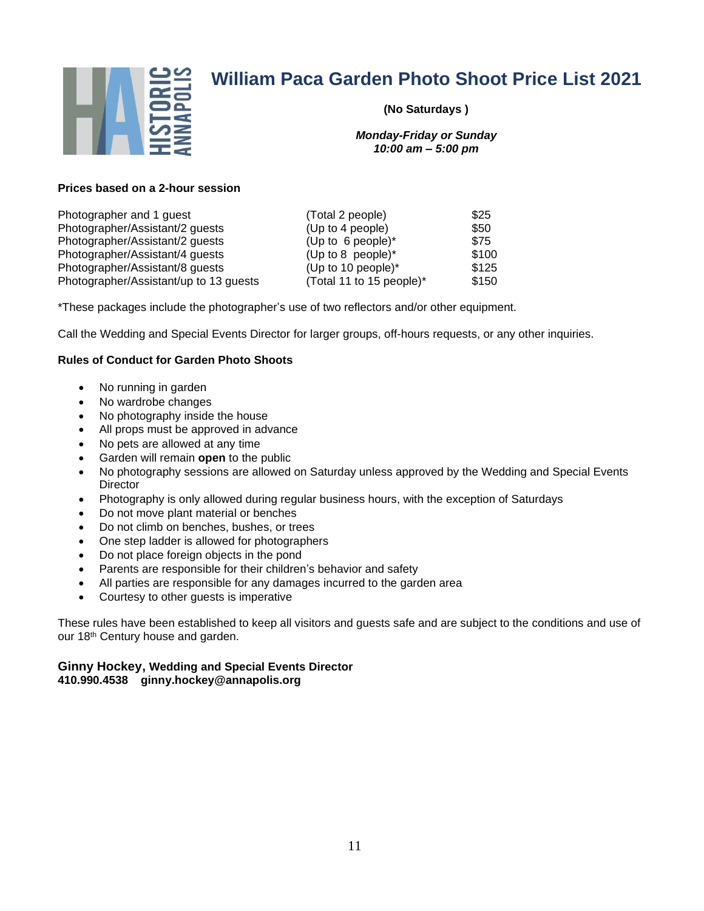# William Paca Garden Photo Shoot Price List 2021

**(No Saturdays )**

***Monday-Friday or Sunday***
***10:00 am – 5:00 pm***

**Prices based on a 2-hour session**

| | | |
|---|---|---|
| Photographer and 1 guest | (Total 2 people) | $25 |
| Photographer/Assistant/2 guests | (Up to 4 people) | $50 |
| Photographer/Assistant/2 guests | (Up to 6 people)* | $75 |
| Photographer/Assistant/4 guests | (Up to 8 people)* | $100 |
| Photographer/Assistant/8 guests | (Up to 10 people)* | $125 |
| Photographer/Assistant/up to 13 guests | (Total 11 to 15 people)* | $150 |

*These packages include the photographer's use of two reflectors and/or other equipment.

Call the Wedding and Special Events Director for larger groups, off-hours requests, or any other inquiries.

**Rules of Conduct for Garden Photo Shoots**

- No running in garden
- No wardrobe changes
- No photography inside the house
- All props must be approved in advance
- No pets are allowed at any time
- Garden will remain **open** to the public
- No photography sessions are allowed on Saturday unless approved by the Wedding and Special Events Director
- Photography is only allowed during regular business hours, with the exception of Saturdays
- Do not move plant material or benches
- Do not climb on benches, bushes, or trees
- One step ladder is allowed for photographers
- Do not place foreign objects in the pond
- Parents are responsible for their children's behavior and safety
- All parties are responsible for any damages incurred to the garden area
- Courtesy to other guests is imperative

These rules have been established to keep all visitors and guests safe and are subject to the conditions and use of our 18th Century house and garden.

**Ginny Hockey, Wedding and Special Events Director**
**410.990.4538 ginny.hockey@annapolis.org**